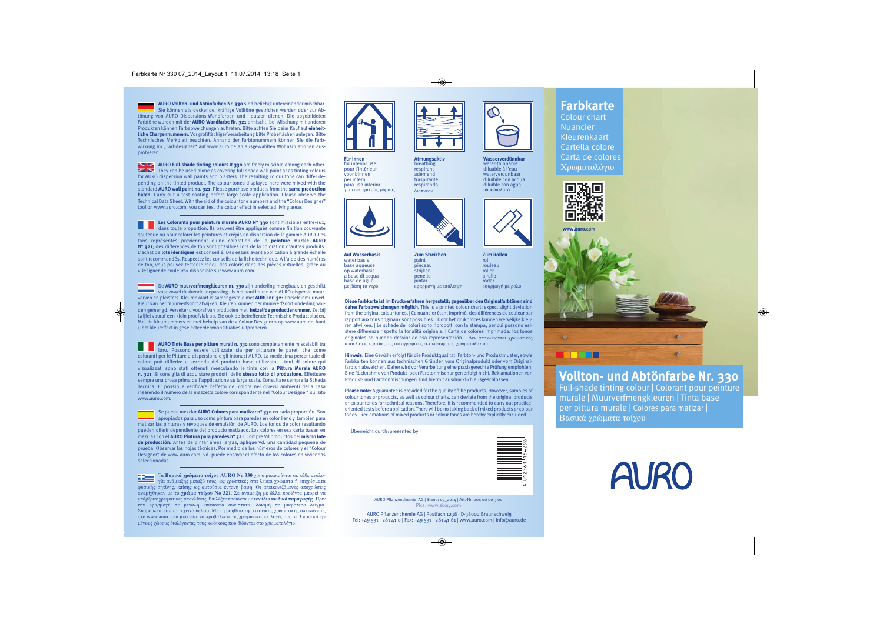**AURO Vollton- und Abtönfarben Nr. 330** sind beliebig untereinander mischbar. Sie können als deckende, kräftige Volltöne gestrichen werden oder zur Abtönung von AURO Dispersions-Wandfarben und –putzen dienen. Die abgebildeten Farbtöne wurden mit der **AURO Wandfarbe Nr. 321** ermischt, bei Mischung mit anderen Produkten können Farbabweichungen auftreten. Bitte achten Sie beim Kauf auf **einheitliche Chargennummern**. Vor großflächiger Verarbeitung bitte Probeflächen anlegen. Bitte Technisches Merkblatt beachten. Anhand der Farbtonummern können Sie die Farbwirkung im „Farbdesigner" auf www.auro.de an ausgewählten Wohnsituationen ausprobieren.

**AURO Full-shade tinting colours # 330** are freely miscible among each other. They can be used alone as covering full-shade wall paint or as tinting colours for AURO dispersion wall paints and plasters. The resulting colour tone can differ depending on the tinted product. The colour tones displayed here were mixed with the standard **AURO wall paint no. 321**. Please purchase products from the **same production batch**. Carry out a test coating before large-scale application. Please observe the Technical Data Sheet. With the aid of the colour tone numbers and the "Colour Designer" tool on www.auro.com, you can test the colour effect in selected living areas.

**Les Colorants pour peinture murale AURO N° 330** sont miscibles entre-eux, dans toute proportion. Ils peuvent être appliqués comme finition couvrante soutenue ou pour colorer les peintures et crépis en dispersion de la gamme AURO. Les tons représentés proviennent d'une coloration de la **peinture murale AURO N° 321**; des différences de ton sont possibles lors de la coloration d'autres produits. L'achat de **lots identiques** est conseillé. Des essais avant application à grande échelle sont recommandés. Respectez les conseils de la fiche technique. A l'aide des numéros de ton, vous pouvez tester le rendu des coloris dans des pièces virtuelles, grâce au «Designer de couleurs» disponible sur www.auro.com.

De **AURO muurverfmengkleuren nr. 330** zijn onderling mengbaar, en geschikt voor zowel dekkende toepassing als het aankleuren van AURO dispersie muurverven en pleisters. Kleurenkaart is samengesteld met **AURO nr. 321** Porseleinmuurverf. Kleur kan per muurverfsoort afwijken. Kleuren kunnen per muurverfsoort onderling worden gemengd. Verzeker u vooraf van producten met **hetzelfde productienummer**. Zet bij twijfel vooraf een klein proefvlak op. Zie ook de betreffende Technische Productbladen. Met de kleurnummers en met behulp van de « Colour Designer » op www.auro.de kunt u het kleureffect in geselecteerde woonsituaties uitproberen.

**AURO Tinte Base per pitture murali n. 330** sono completamente miscelabili tra loro. Possono essere utilizzate sia per pitturare le pareti che come coloranti per le Pitture a dispersione e gli Intonaci AURO. La medesima percentuale di colore può differire a seconda del prodotto base utilizzato. I toni di colore qui visualizzati sono stati ottenuti mescolando le tinte con la **Pittura Murale AURO n. 321**. Si consiglia di acquistare prodotti dello **stesso lotto di produzione**. Effettuare sempre una prova prima dell'applicazione su larga scala. Consultare sempre la Scheda Tecnica. E' possibile verificare l'effetto del colore nei diversi ambienti della casa inserendo il numero della mazzetta colore corrispondente nel "Colour Designer" sul sito www.auro.com.

Se puede mezclar **AURO Colores para matizar n° 330** en cada proporción. Son apropiados para uso como pintura para paredes en color lleno y tambien para matizar las pinturas y revoques de emulsión de AURO. Los tonos de color resultando pueden diferir dependiente del producto matizado. Los colores en esa carta basan en mezclas con el **AURO Pintura para paredes n° 321**. Compre Vd productos del **mismo lote de producción**. Antes de pintar áreas largas, aplique Vd. una cantidad pequeña de prueba. Observar las hojas técnicas. Por medio de los números de colores y el "Colour Designer" de www.auro.com, vd. puede ensayar el efecto de los colores en viviendas seleccionadas.

Τα **Βασικά χρώματα τοίχου AURO Νο 330** χρησιμοποιούνται σε κάθε αναλογία ανάμειξης μεταξύ τους, ως χρωστικές στα λευκά χρώματα ή επιχρίσματα φυσικής ρητίνης, επίσης ως αυτούσια έντονη βαφή. Οι απεικονιζόμενες αποχρώσεις αναμίχθηκαν με το **χρώμα τοίχου Νο 321**. Σε ανάμειξη με άλλα προϊόντα μπορεί να υπάρξουν χρωματικές αποκλίσεις. Επιλέξτε προϊόντα με τον **ίδιο κωδικό παραγωγής**. Πριν την εφαρμογή σε μεγάλη επιφάνεια συνιστάται δοκιμή σε μικρότερο δείγμα. Συμβουλευτείτε το τεχνικό δελτίο. Με τη βοήθεια της εικονικής χρωματικής απεικόνισης στο www.auro.com μπορείτε να προβάλλετε τις χρωματικές επιλογές σας σε 3 προεπιλεγμένους χώρους διαλέγοντας τους κωδικούς που δίδονται στο χρωματολόγιο.

**Für innen**
for interior use
pour l'intérieur
voor binnen
per interni
para uso interior
για εσωτερικούς χώρους

**Atmungsaktiv**
breathing
respirant
ademend
traspirante
respirando
διαπνέον

**Wasserverdünnbar**
water-thinnable
diluable à l'eau
waterverdunbaar
diluibile con acqua
diluible con agua
υδροδιαλυτό

**Auf Wasserbasis**
water basis
base aqueuse
op waterbasis
a base di acqua
base de agua
με βάση το νερό

**Zum Streichen**
paint
pinceau
strijken
penello
pintar
εφαρμογή με επάλειψη

**Zum Rollen**
roll
rouleau
rollen
a rullo
rodar
εφαρμογή με ρολό

**Diese Farbkarte ist im Druckverfahren hergestellt; gegenüber den Originalfarbtönen sind daher Farbabweichungen möglich.** This is a printed colour chart: expect slight deviation from the original colour tones. | Ce nuancier étant imprimé, des différences de couleur par rapport aux tons originaux sont possibles. | Door het drukproces kunnen werkelijke kleuren afwijken. | Le schede dei colori sono riprodotti con la stampa, per cui possono esistere differenze rispetto la tonalità originale. | Carta de colores imprimada; los tonos originales se pueden desviar de esa representación. | Δεν αποκλείονται χρωματικές αποκλίσεις εξαιτίας της τυπογραφικής εκτύπωσης του χρωματολογίου.

**Hinweis:** Eine Gewähr erfolgt für die Produktqualität. Farbton- und Produktmuster, sowie Farbkarten können aus technischen Gründen vom Originalprodukt oder vom Originalfarbton abweichen. Daher wird vor Verarbeitung eine praxisgerechte Prüfung empfohlen. Eine Rücknahme von Produkt- oder Farbtonmischungen erfolgt nicht. Reklamationen von Produkt- und Farbtonmischungen sind hiermit ausdrücklich ausgeschlossen.

**Please note:** A guarantee is provided for the quality oft he products. However, samples of colour tones or products, as well as colour charts, can deviate from the original products or colour tones for technical reasons. Therefore, it is recommended to carry out practice-oriented tests before application. There will be no taking back of mixed products or colour tones. Reclamations of mixed products or colour tones are hereby explicitly excluded.

Überreicht durch/presented by

4012361154296

AURO Pflanzenchemie AG | Stand: 07_2014 | Art.-Nr. 004 00 00 3 00
Pics: www.sixay.com

AURO Pflanzenchemie AG | Postfach 1238 | D-38002 Braunschweig
Tel: +49 531 - 281 41-0 | Fax: +49 531 - 281 41-61 | www.auro.com | info@auro.de

# Farbkarte

Colour chart
Nuancier
Kleurenkaart
Cartella colore
Carta de colores
Χρωματολόγιο

www.auro.com

## Vollton- und Abtönfarbe Nr. 330

Full-shade tinting colour | Colorant pour peinture murale | Muurverfmengkleuren | Tinta base per pittura murale | Colores para matizar | Βασικά χρώματα τοίχου

AURO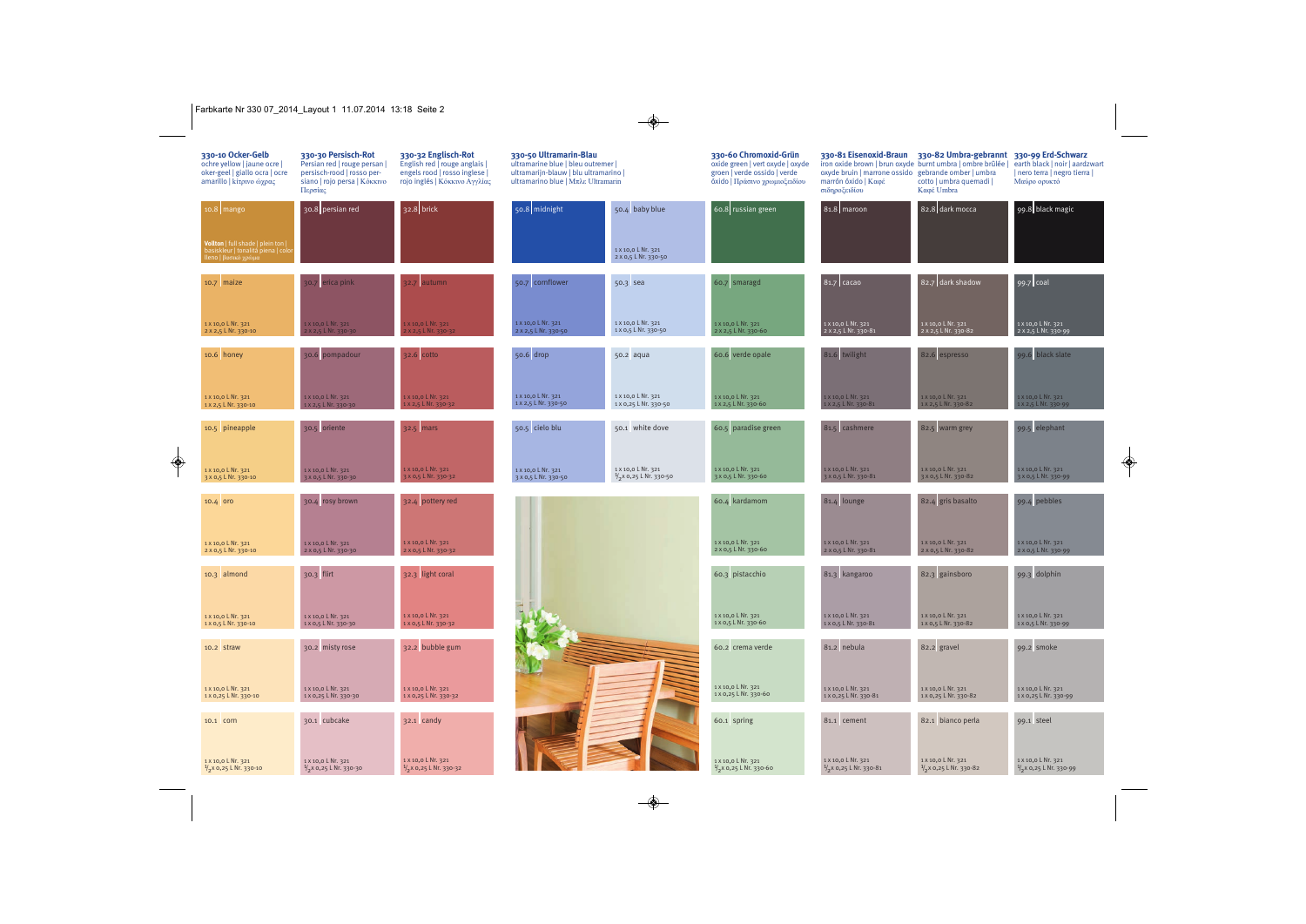## 330-10 Ocker-Gelb
ochre yellow | jaune ocre | oker-geel | giallo ocra | ocre amarillo | kίτρινο όχρας

| | |
|---|---|
| 10.8 mango | Vollton \| full shade \| plein ton \| basiskleur \| tonalità piena \| color lleno \| βασικό χρώμα |
| 10.7 maize | 1 x 10,0 L Nr. 321 / 2 x 2,5 L Nr. 330-10 |
| 10.6 honey | 1 x 10,0 L Nr. 321 / 1 x 2,5 L Nr. 330-10 |
| 10.5 pineapple | 1 x 10,0 L Nr. 321 / 3 x 0,5 L Nr. 330-10 |
| 10.4 oro | 1 x 10,0 L Nr. 321 / 2 x 0,5 L Nr. 330-10 |
| 10.3 almond | 1 x 10,0 L Nr. 321 / 1 x 0,5 L Nr. 330-10 |
| 10.2 straw | 1 x 10,0 L Nr. 321 / 1 x 0,25 L Nr. 330-10 |
| 10.1 corn | 1 x 10,0 L Nr. 321 / 1/2 x 0,25 L Nr. 330-10 |

## 330-30 Persisch-Rot
Persian red | rouge persan | persisch-rood | rosso persiano | rojo persa | Κόκκινο Περσίας

| | |
|---|---|
| 30.8 persian red | |
| 30.7 erica pink | 1 x 10,0 L Nr. 321 / 2 x 2,5 L Nr. 330-30 |
| 30.6 pompadour | 1 x 10,0 L Nr. 321 / 1 x 2,5 L Nr. 330-30 |
| 30.5 oriente | 1 x 10,0 L Nr. 321 / 3 x 0,5 L Nr. 330-30 |
| 30.4 rosy brown | 1 x 10,0 L Nr. 321 / 2 x 0,5 L Nr. 330-30 |
| 30.3 flirt | 1 x 10,0 L Nr. 321 / 1 x 0,5 L Nr. 330-30 |
| 30.2 misty rose | 1 x 10,0 L Nr. 321 / 1 x 0,25 L Nr. 330-30 |
| 30.1 cubcake | 1 x 10,0 L Nr. 321 / 1/2 x 0,25 L Nr. 330-30 |

## 330-32 Englisch-Rot
English red | rouge anglais | engels rood | rosso inglese | rojo inglés | Κόκκινο Αγγλίας

| | |
|---|---|
| 32.8 brick | |
| 32.7 autumn | 1 x 10,0 L Nr. 321 / 2 x 2,5 L Nr. 330-32 |
| 32.6 cotto | 1 x 10,0 L Nr. 321 / 1 x 2,5 L Nr. 330-32 |
| 32.5 mars | 1 x 10,0 L Nr. 321 / 3 x 0,5 L Nr. 330-32 |
| 32.4 pottery red | 1 x 10,0 L Nr. 321 / 2 x 0,5 L Nr. 330-32 |
| 32.3 light coral | 1 x 10,0 L Nr. 321 / 1 x 0,5 L Nr. 330-32 |
| 32.2 bubble gum | 1 x 10,0 L Nr. 321 / 1 x 0,25 L Nr. 330-32 |
| 32.1 candy | 1 x 10,0 L Nr. 321 / 1/2 x 0,25 L Nr. 330-32 |

## 330-50 Ultramarin-Blau
ultramarine blue | bleu outremer | ultramarijn-blauw | blu ultramarino | ultramarino blue | Μπλε Ultramarin

| | |
|---|---|
| 50.8 midnight | |
| 50.7 cornflower | 1 x 10,0 L Nr. 321 / 2 x 2,5 L Nr. 330-50 |
| 50.6 drop | 1 x 10,0 L Nr. 321 / 1 x 2,5 L Nr. 330-50 |
| 50.5 cielo blu | 1 x 10,0 L Nr. 321 / 3 x 0,5 L Nr. 330-50 |
| 50.4 baby blue | 1 x 10,0 L Nr. 321 / 2 x 0,5 L Nr. 330-50 |
| 50.3 sea | 1 x 10,0 L Nr. 321 / 1 x 0,5 L Nr. 330-50 |
| 50.2 aqua | 1 x 10,0 L Nr. 321 / 1 x 0,5 L Nr. 330-50 |
| 50.1 white dove | 1 x 10,0 L Nr. 321 / 1/2 x 0,25 L Nr. 330-50 |

## 330-60 Chromoxid-Grün
oxide green | vert oxyde | oxyde groen | verde ossido | verde óxido | Πράσινο χρωμιοξειδίου

| | |
|---|---|
| 60.8 russian green | |
| 60.7 smaragd | 1 x 10,0 L Nr. 321 / 2 x 2,5 L Nr. 330-60 |
| 60.6 verde opale | 1 x 10,0 L Nr. 321 / 1 x 2,5 L Nr. 330-60 |
| 60.5 paradise green | 1 x 10,0 L Nr. 321 / 3 x 0,5 L Nr. 330-60 |
| 60.4 kardamom | 1 x 10,0 L Nr. 321 / 2 x 0,5 L Nr. 330-60 |
| 60.3 pistacchio | 1 x 10,0 L Nr. 321 / 1 x 0,5 L Nr. 330-60 |
| 60.2 crema verde | 1 x 10,0 L Nr. 321 / 1 x 0,25 L Nr. 330-60 |
| 60.1 spring | 1 x 10,0 L Nr. 321 / 1/2 x 0,25 L Nr. 330-60 |

## 330-81 Eisenoxid-Braun
iron oxide brown | brun oxyde | oxyde bruin | marrone ossido | marrón óxido | Καφέ σιδηροξειδίου

| | |
|---|---|
| 81.8 maroon | |
| 81.7 cacao | 1 x 10,0 L Nr. 321 / 2 x 2,5 L Nr. 330-81 |
| 81.6 twilight | 1 x 10,0 L Nr. 321 / 1 x 2,5 L Nr. 330-81 |
| 81.5 cashmere | 1 x 10,0 L Nr. 321 / 3 x 0,5 L Nr. 330-81 |
| 81.4 lounge | 1 x 10,0 L Nr. 321 / 2 x 0,5 L Nr. 330-81 |
| 81.3 kangaroo | 1 x 10,0 L Nr. 321 / 1 x 0,5 L Nr. 330-81 |
| 81.2 nebula | 1 x 10,0 L Nr. 321 / 1 x 0,25 L Nr. 330-81 |
| 81.1 cement | 1 x 10,0 L Nr. 321 / 1/2 x 0,25 L Nr. 330-81 |

## 330-82 Umbra-gebrannt
burnt umbra | ombre brûlée | gebrande omber | umbra cotto | umbra quemadi | Καφέ Umbra

| | |
|---|---|
| 82.8 dark mocca | |
| 82.7 dark shadow | 1 x 10,0 L Nr. 321 / 2 x 2,5 L Nr. 330-82 |
| 82.6 espresso | 1 x 10,0 L Nr. 321 / 1 x 2,5 L Nr. 330-82 |
| 82.5 warm grey | 1 x 10,0 L Nr. 321 / 3 x 0,5 L Nr. 330-82 |
| 82.4 gris basalto | 1 x 10,0 L Nr. 321 / 2 x 0,5 L Nr. 330-82 |
| 82.3 gainsboro | 1 x 10,0 L Nr. 321 / 1 x 0,5 L Nr. 330-82 |
| 82.2 gravel | 1 x 10,0 L Nr. 321 / 1 x 0,25 L Nr. 330-82 |
| 82.1 bianco perla | 1 x 10,0 L Nr. 321 / 1/2 x 0,25 L Nr. 330-82 |

## 330-99 Erd-Schwarz
earth black | noir | aardzwart | nero terra | negro tierra | Μαύρο ορυκτό

| | |
|---|---|
| 99.8 black magic | |
| 99.7 coal | 1 x 10,0 L Nr. 321 / 2 x 2,5 L Nr. 330-99 |
| 99.6 black slate | 1 x 10,0 L Nr. 321 / 1 x 2,5 L Nr. 330-99 |
| 99.5 elephant | 1 x 10,0 L Nr. 321 / 3 x 0,5 L Nr. 330-99 |
| 99.4 pebbles | 1 x 10,0 L Nr. 321 / 2 x 0,5 L Nr. 330-99 |
| 99.3 dolphin | 1 x 10,0 L Nr. 321 / 1 x 0,5 L Nr. 330-99 |
| 99.2 smoke | 1 x 10,0 L Nr. 321 / 1 x 0,25 L Nr. 330-99 |
| 99.1 steel | 1 x 10,0 L Nr. 321 / 1/2 x 0,25 L Nr. 330-99 |